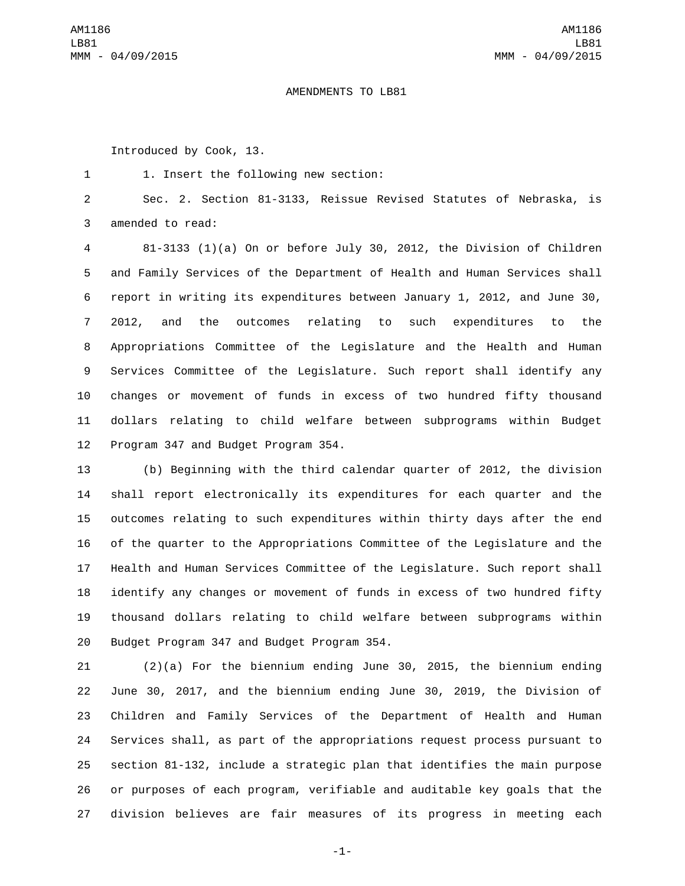AMENDMENTS TO LB81

Introduced by Cook, 13.

1. Insert the following new section:

Sec. 2. Section 81-3133, Reissue Revised Statutes of Nebraska, is amended to read:

81-3133 (1)(a) On or before July 30, 2012, the Division of Children and Family Services of the Department of Health and Human Services shall report in writing its expenditures between January 1, 2012, and June 30, 2012, and the outcomes relating to such expenditures to the Appropriations Committee of the Legislature and the Health and Human Services Committee of the Legislature. Such report shall identify any changes or movement of funds in excess of two hundred fifty thousand dollars relating to child welfare between subprograms within Budget Program 347 and Budget Program 354.

(b) Beginning with the third calendar quarter of 2012, the division shall report electronically its expenditures for each quarter and the outcomes relating to such expenditures within thirty days after the end of the quarter to the Appropriations Committee of the Legislature and the Health and Human Services Committee of the Legislature. Such report shall identify any changes or movement of funds in excess of two hundred fifty thousand dollars relating to child welfare between subprograms within Budget Program 347 and Budget Program 354.

(2)(a) For the biennium ending June 30, 2015, the biennium ending June 30, 2017, and the biennium ending June 30, 2019, the Division of Children and Family Services of the Department of Health and Human Services shall, as part of the appropriations request process pursuant to section 81-132, include a strategic plan that identifies the main purpose or purposes of each program, verifiable and auditable key goals that the division believes are fair measures of its progress in meeting each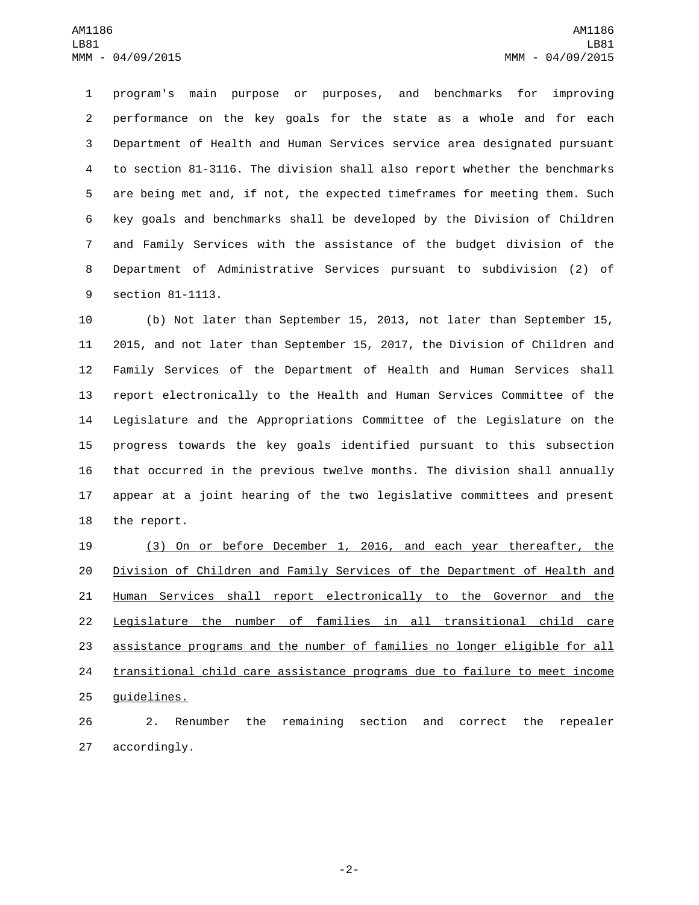program's main purpose or purposes, and benchmarks for improving performance on the key goals for the state as a whole and for each Department of Health and Human Services service area designated pursuant to section 81-3116. The division shall also report whether the benchmarks are being met and, if not, the expected timeframes for meeting them. Such key goals and benchmarks shall be developed by the Division of Children and Family Services with the assistance of the budget division of the Department of Administrative Services pursuant to subdivision (2) of section 81-1113.

(b) Not later than September 15, 2013, not later than September 15, 2015, and not later than September 15, 2017, the Division of Children and Family Services of the Department of Health and Human Services shall report electronically to the Health and Human Services Committee of the Legislature and the Appropriations Committee of the Legislature on the progress towards the key goals identified pursuant to this subsection that occurred in the previous twelve months. The division shall annually appear at a joint hearing of the two legislative committees and present the report.

(3) On or before December 1, 2016, and each year thereafter, the Division of Children and Family Services of the Department of Health and Human Services shall report electronically to the Governor and the Legislature the number of families in all transitional child care assistance programs and the number of families no longer eligible for all transitional child care assistance programs due to failure to meet income guidelines.

2. Renumber the remaining section and correct the repealer accordingly.